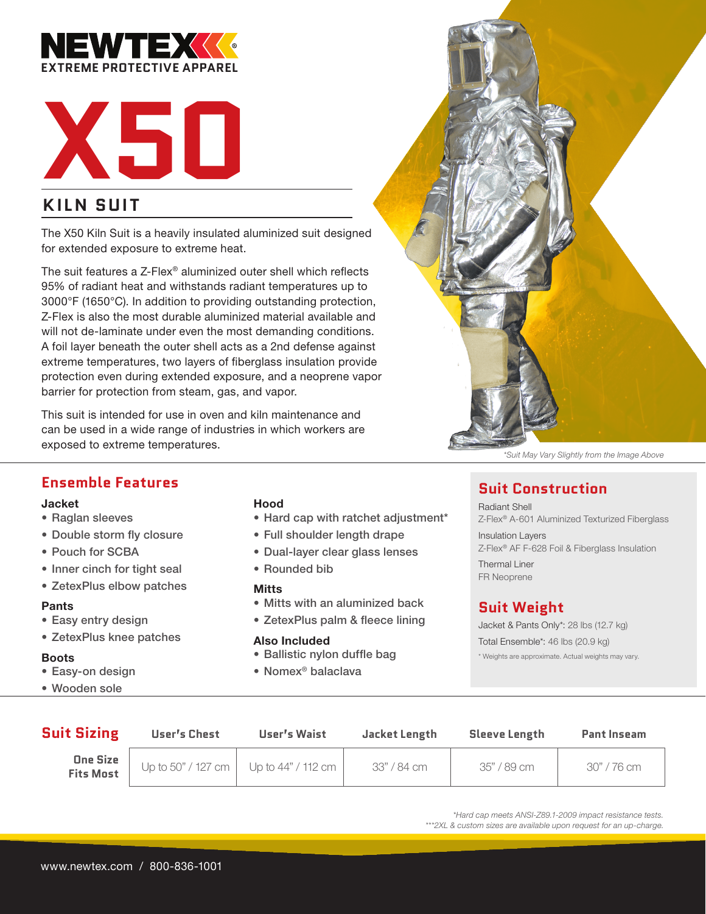# NEWTEX

EXTREME PROTECTIVE APPAREL

# X50

## KILN SUIT

The X50 Kiln Suit is a heavily insulated aluminized suit designed for extended exposure to extreme heat.

The suit features a Z-Flex® aluminized outer shell which reflects 95% of radiant heat and withstands radiant temperatures up to 3000°F (1650°C). In addition to providing outstanding protection, Z-Flex is also the most durable aluminized material available and will not de-laminate under even the most demanding conditions. A foil layer beneath the outer shell acts as a 2nd defense against extreme temperatures, two layers of fiberglass insulation provide protection even during extended exposure, and a neoprene vapor barrier for protection from steam, gas, and vapor.

This suit is intended for use in oven and kiln maintenance and can be used in a wide range of industries in which workers are exposed to extreme temperatures.

*Suit May Vary Slightly from the Image Above

## Ensemble Features

**Jacket**
- Raglan sleeves
- Double storm fly closure
- Pouch for SCBA
- Inner cinch for tight seal
- ZetexPlus elbow patches

**Pants**
- Easy entry design
- ZetexPlus knee patches

**Boots**
- Easy-on design
- Wooden sole

**Hood**
- Hard cap with ratchet adjustment*
- Full shoulder length drape
- Dual-layer clear glass lenses
- Rounded bib

**Mitts**
- Mitts with an aluminized back
- ZetexPlus palm & fleece lining

**Also Included**
- Ballistic nylon duffle bag
- Nomex® balaclava

## Suit Construction

Radiant Shell
Z-Flex® A-601 Aluminized Texturized Fiberglass

Insulation Layers
Z-Flex® AF F-628 Foil & Fiberglass Insulation

Thermal Liner
FR Neoprene

## Suit Weight

Jacket & Pants Only*: 28 lbs (12.7 kg)

Total Ensemble*: 46 lbs (20.9 kg)

* Weights are approximate. Actual weights may vary.

## Suit Sizing

| | User's Chest | User's Waist | Jacket Length | Sleeve Length | Pant Inseam |
|---|---|---|---|---|---|
| One Size Fits Most | Up to 50" / 127 cm | Up to 44" / 112 cm | 33" / 84 cm | 35" / 89 cm | 30" / 76 cm |

*Hard cap meets ANSI-Z89.1-2009 impact resistance tests.
***2XL & custom sizes are available upon request for an up-charge.

www.newtex.com / 800-836-1001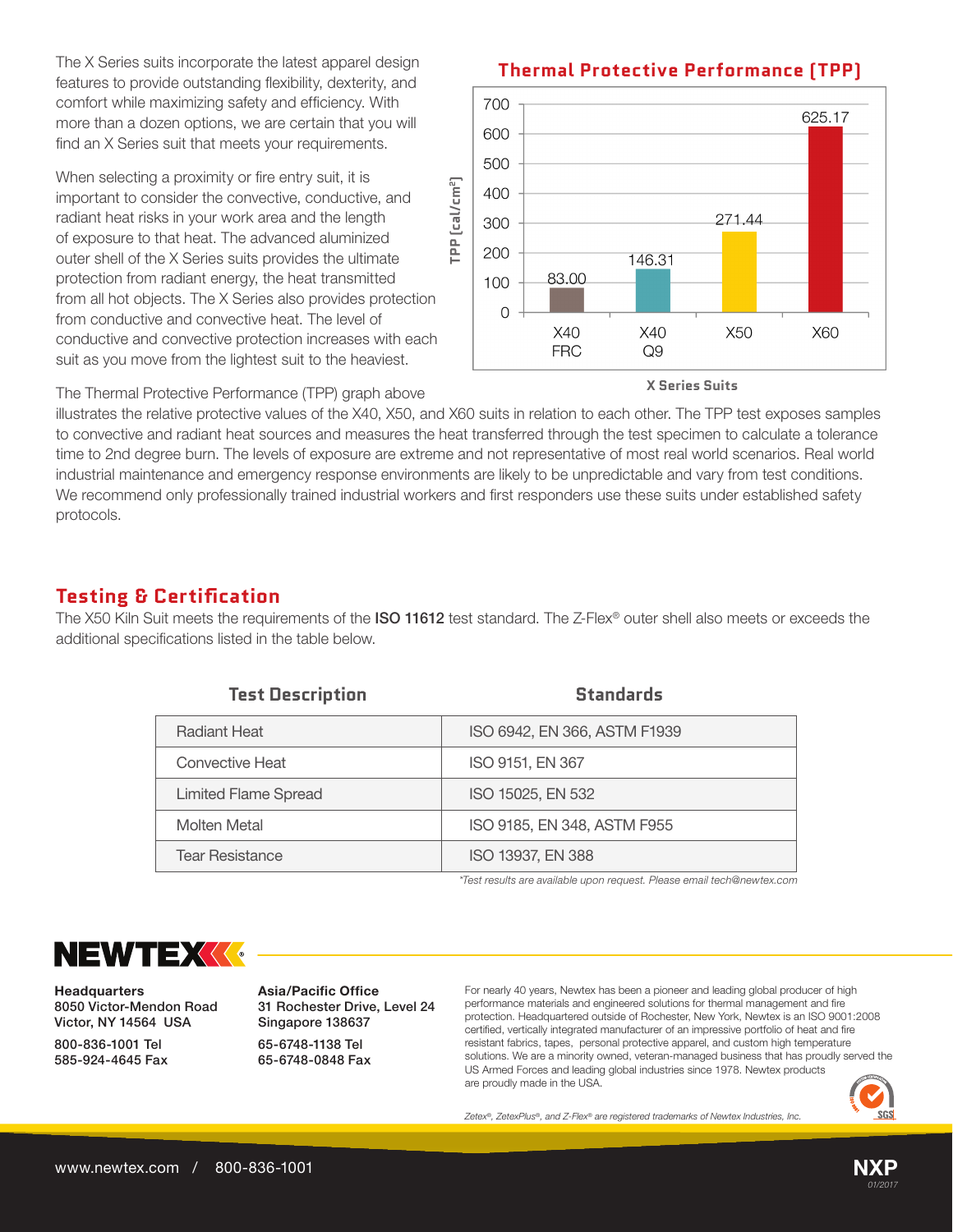The X Series suits incorporate the latest apparel design features to provide outstanding flexibility, dexterity, and comfort while maximizing safety and efficiency. With more than a dozen options, we are certain that you will find an X Series suit that meets your requirements.

When selecting a proximity or fire entry suit, it is important to consider the convective, conductive, and radiant heat risks in your work area and the length of exposure to that heat. The advanced aluminized outer shell of the X Series suits provides the ultimate protection from radiant energy, the heat transmitted from all hot objects. The X Series also provides protection from conductive and convective heat. The level of conductive and convective protection increases with each suit as you move from the lightest suit to the heaviest.

**Thermal Protective Performance (TPP)**

TPP [cal/cm²]

700
600
500
400
300
200
100
0

83.00
146.31
271.44
625.17

X40 FRC
X40 Q9
X50
X60

X Series Suits

The Thermal Protective Performance (TPP) graph above illustrates the relative protective values of the X40, X50, and X60 suits in relation to each other. The TPP test exposes samples to convective and radiant heat sources and measures the heat transferred through the test specimen to calculate a tolerance time to 2nd degree burn. The levels of exposure are extreme and not representative of most real world scenarios. Real world industrial maintenance and emergency response environments are likely to be unpredictable and vary from test conditions. We recommend only professionally trained industrial workers and first responders use these suits under established safety protocols.

## Testing & Certification

The X50 Kiln Suit meets the requirements of the **ISO 11612** test standard. The Z-Flex® outer shell also meets or exceeds the additional specifications listed in the table below.

| Test Description | Standards |
|---|---|
| Radiant Heat | ISO 6942, EN 366, ASTM F1939 |
| Convective Heat | ISO 9151, EN 367 |
| Limited Flame Spread | ISO 15025, EN 532 |
| Molten Metal | ISO 9185, EN 348, ASTM F955 |
| Tear Resistance | ISO 13937, EN 388 |

*\*Test results are available upon request. Please email tech@newtex.com*

**NEWTEX**

**Headquarters**
8050 Victor-Mendon Road
Victor, NY 14564 USA

800-836-1001 Tel
585-924-4645 Fax

**Asia/Pacific Office**
31 Rochester Drive, Level 24
Singapore 138637

65-6748-1138 Tel
65-6748-0848 Fax

For nearly 40 years, Newtex has been a pioneer and leading global producer of high performance materials and engineered solutions for thermal management and fire protection. Headquartered outside of Rochester, New York, Newtex is an ISO 9001:2008 certified, vertically integrated manufacturer of an impressive portfolio of heat and fire resistant fabrics, tapes, personal protective apparel, and custom high temperature solutions. We are a minority owned, veteran-managed business that has proudly served the US Armed Forces and leading global industries since 1978. Newtex products are proudly made in the USA.

*Zetex®, ZetexPlus®, and Z-Flex® are registered trademarks of Newtex Industries, Inc.*

www.newtex.com / 800-836-1001

NXP
01/2017